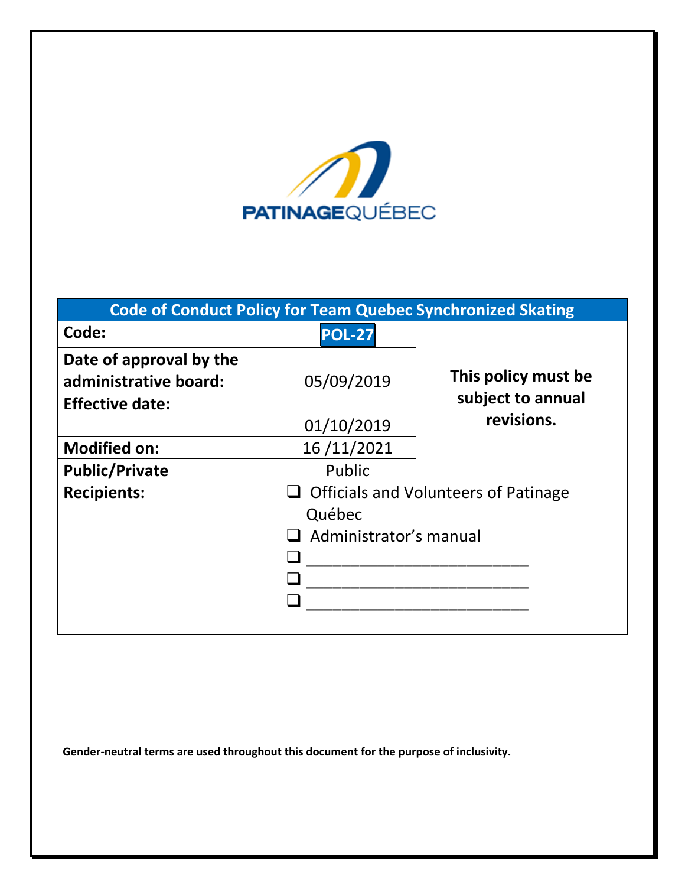PATINAGEQUÉBEC

| Code of Conduct Policy for Team Quebec Synchronized Skating | | |
|---|---|---|
| **Code:** | **POL-27** | **This policy must be subject to annual revisions.** |
| **Date of approval by the administrative board:** | 05/09/2019 | |
| **Effective date:** | 01/10/2019 | |
| **Modified on:** | 16 /11/2021 | |
| **Public/Private** | Public | |
| **Recipients:** | ❑ Officials and Volunteers of Patinage Québec<br>❑ Administrator's manual<br>❑ ________________________<br>❑ ________________________<br>❑ ________________________ | |

**Gender-neutral terms are used throughout this document for the purpose of inclusivity.**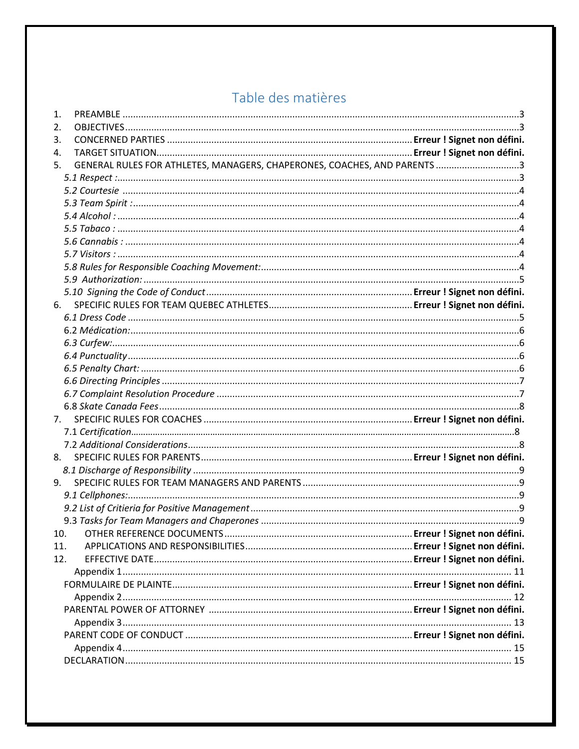# Table des matières

1. PREAMBLE ....................................................................................................................................3
2. OBJECTIVES...................................................................................................................................3
3. CONCERNED PARTIES ............................................................................................ **Erreur ! Signet non défini.**
4. TARGET SITUATION.................................................................................................. **Erreur ! Signet non défini.**
5. GENERAL RULES FOR ATHLETES, MANAGERS, CHAPERONES, COACHES, AND PARENTS ................................3

   *5.1 Respect :* ......................................................................................................................................3
   *5.2 Courtesie* .....................................................................................................................................4
   *5.3 Team Spirit :* ...............................................................................................................................4
   *5.4 Alcohol :* .....................................................................................................................................4
   *5.5 Tabaco :* ......................................................................................................................................4
   *5.6 Cannabis :* ...................................................................................................................................4
   *5.7 Visitors :* .....................................................................................................................................4
   *5.8 Rules for Responsible Coaching Movement:*...............................................................................4
   *5.9 Authorization:* .............................................................................................................................5
   *5.10 Signing the Code of Conduct* ............................................................................ **Erreur ! Signet non défini.**

6. SPECIFIC RULES FOR TEAM QUEBEC ATHLETES....................................................... **Erreur ! Signet non défini.**

   *6.1 Dress Code* ..................................................................................................................................5
   6.2 *Médication:*.................................................................................................................................6
   *6.3 Curfew:*........................................................................................................................................6
   *6.4 Punctuality*..................................................................................................................................6
   *6.5 Penalty Chart:* .............................................................................................................................6
   *6.6 Directing Principles* .....................................................................................................................7
   *6.7 Complaint Resolution Procedure* .................................................................................................7
   6.8 *Skate Canada Fees*.......................................................................................................................8

7. SPECIFIC RULES FOR COACHES ................................................................................ **Erreur ! Signet non défini.**

   7.1 *Certification*..................................................................................................................................8
   7.2 *Additional Considerations*............................................................................................................8

8. SPECIFIC RULES FOR PARENTS................................................................................. **Erreur ! Signet non défini.**

   *8.1 Discharge of Responsibility* ..........................................................................................................9

9. SPECIFIC RULES FOR TEAM MANAGERS AND PARENTS ...............................................................................9

   *9.1 Cellphones:*...................................................................................................................................9
   *9.2 List of Critieria for Positive Management*.....................................................................................9
   9.3 *Tasks for Team Managers and Chaperones* .................................................................................9

10. OTHER REFERENCE DOCUMENTS........................................................................ **Erreur ! Signet non défini.**
11. APPLICATIONS AND RESPONSIBILITIES................................................................ **Erreur ! Signet non défini.**
12. EFFECTIVE DATE.................................................................................................. **Erreur ! Signet non défini.**

   Appendix 1 ........................................................................................................................................ 11
   FORMULAIRE DE PLAINTE........................................................................................ **Erreur ! Signet non défini.**
   Appendix 2 ........................................................................................................................................ 12
   PARENTAL POWER OF ATTORNEY ........................................................................... **Erreur ! Signet non défini.**
   Appendix 3 ........................................................................................................................................ 13
   PARENT CODE OF CONDUCT .................................................................................... **Erreur ! Signet non défini.**
   Appendix 4 ........................................................................................................................................ 15
   DECLARATION................................................................................................................................... 15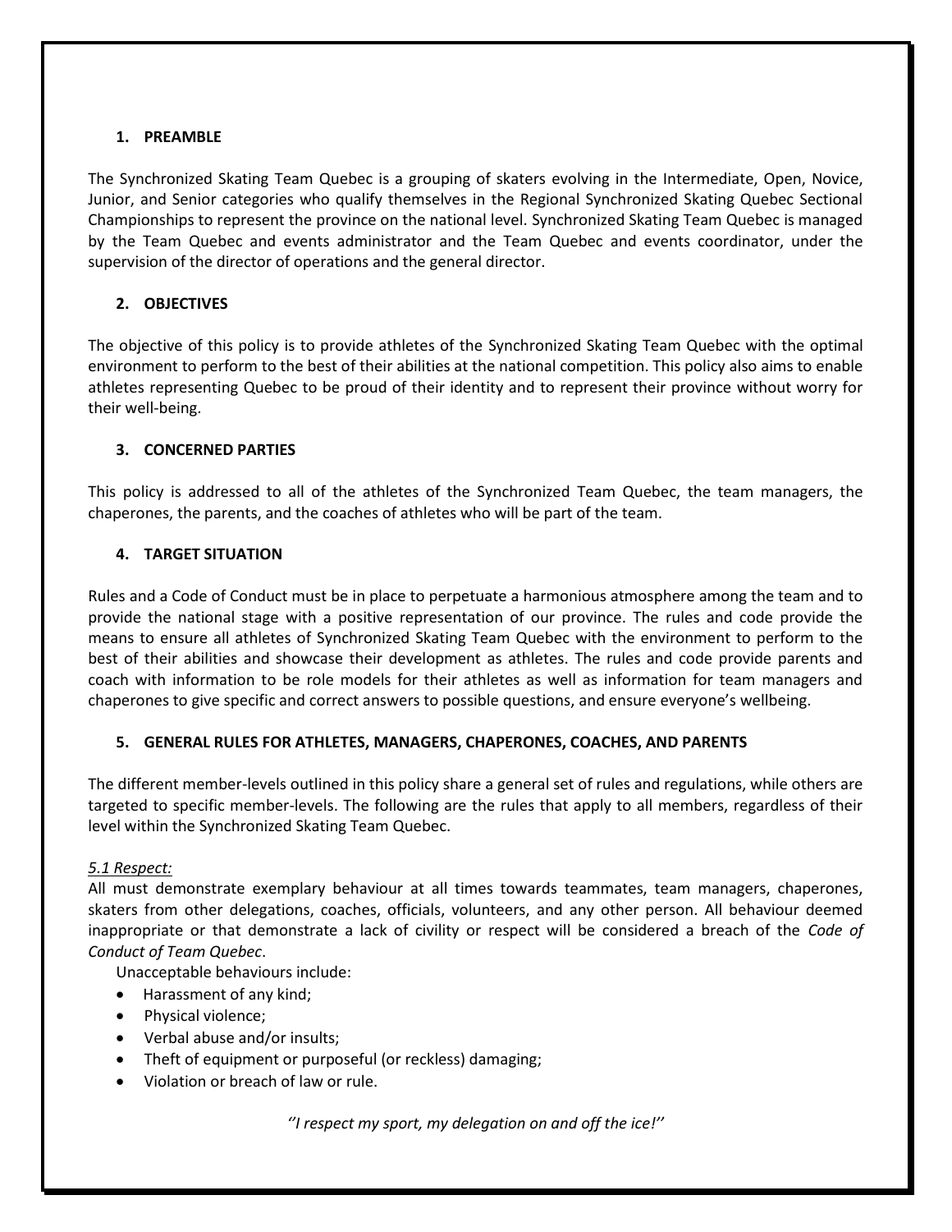## 1. PREAMBLE

The Synchronized Skating Team Quebec is a grouping of skaters evolving in the Intermediate, Open, Novice, Junior, and Senior categories who qualify themselves in the Regional Synchronized Skating Quebec Sectional Championships to represent the province on the national level. Synchronized Skating Team Quebec is managed by the Team Quebec and events administrator and the Team Quebec and events coordinator, under the supervision of the director of operations and the general director.

## 2. OBJECTIVES

The objective of this policy is to provide athletes of the Synchronized Skating Team Quebec with the optimal environment to perform to the best of their abilities at the national competition. This policy also aims to enable athletes representing Quebec to be proud of their identity and to represent their province without worry for their well-being.

## 3. CONCERNED PARTIES

This policy is addressed to all of the athletes of the Synchronized Team Quebec, the team managers, the chaperones, the parents, and the coaches of athletes who will be part of the team.

## 4. TARGET SITUATION

Rules and a Code of Conduct must be in place to perpetuate a harmonious atmosphere among the team and to provide the national stage with a positive representation of our province. The rules and code provide the means to ensure all athletes of Synchronized Skating Team Quebec with the environment to perform to the best of their abilities and showcase their development as athletes. The rules and code provide parents and coach with information to be role models for their athletes as well as information for team managers and chaperones to give specific and correct answers to possible questions, and ensure everyone's wellbeing.

## 5. GENERAL RULES FOR ATHLETES, MANAGERS, CHAPERONES, COACHES, AND PARENTS

The different member-levels outlined in this policy share a general set of rules and regulations, while others are targeted to specific member-levels. The following are the rules that apply to all members, regardless of their level within the Synchronized Skating Team Quebec.

*5.1 Respect:*

All must demonstrate exemplary behaviour at all times towards teammates, team managers, chaperones, skaters from other delegations, coaches, officials, volunteers, and any other person. All behaviour deemed inappropriate or that demonstrate a lack of civility or respect will be considered a breach of the *Code of Conduct of Team Quebec*.

Unacceptable behaviours include:

- Harassment of any kind;
- Physical violence;
- Verbal abuse and/or insults;
- Theft of equipment or purposeful (or reckless) damaging;
- Violation or breach of law or rule.

*''I respect my sport, my delegation on and off the ice!''*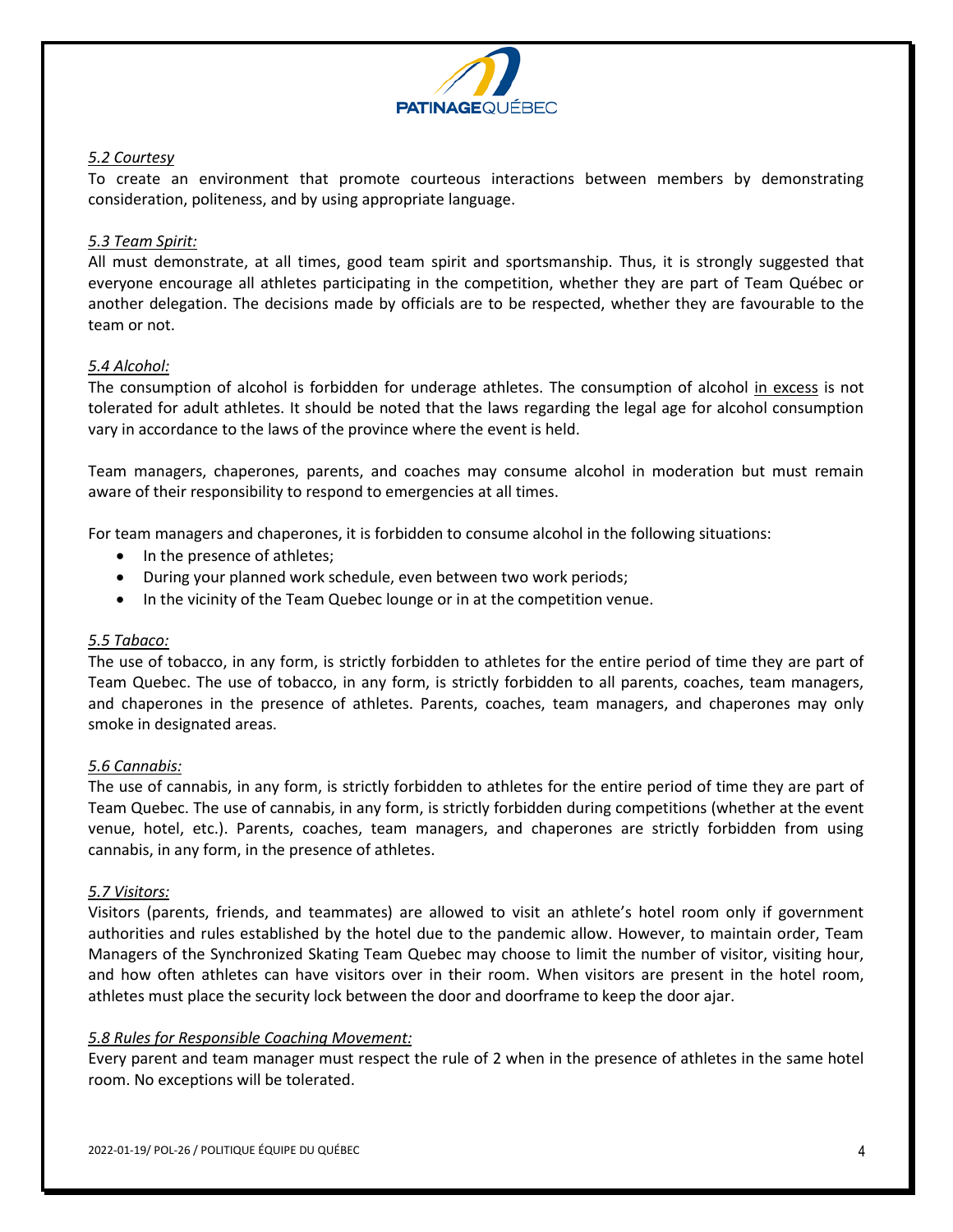*5.2 Courtesy*

To create an environment that promote courteous interactions between members by demonstrating consideration, politeness, and by using appropriate language.

*5.3 Team Spirit:*

All must demonstrate, at all times, good team spirit and sportsmanship. Thus, it is strongly suggested that everyone encourage all athletes participating in the competition, whether they are part of Team Québec or another delegation. The decisions made by officials are to be respected, whether they are favourable to the team or not.

*5.4 Alcohol:*

The consumption of alcohol is forbidden for underage athletes. The consumption of alcohol in excess is not tolerated for adult athletes. It should be noted that the laws regarding the legal age for alcohol consumption vary in accordance to the laws of the province where the event is held.

Team managers, chaperones, parents, and coaches may consume alcohol in moderation but must remain aware of their responsibility to respond to emergencies at all times.

For team managers and chaperones, it is forbidden to consume alcohol in the following situations:

- In the presence of athletes;
- During your planned work schedule, even between two work periods;
- In the vicinity of the Team Quebec lounge or in at the competition venue.

*5.5 Tabaco:*

The use of tobacco, in any form, is strictly forbidden to athletes for the entire period of time they are part of Team Quebec. The use of tobacco, in any form, is strictly forbidden to all parents, coaches, team managers, and chaperones in the presence of athletes. Parents, coaches, team managers, and chaperones may only smoke in designated areas.

*5.6 Cannabis:*

The use of cannabis, in any form, is strictly forbidden to athletes for the entire period of time they are part of Team Quebec. The use of cannabis, in any form, is strictly forbidden during competitions (whether at the event venue, hotel, etc.). Parents, coaches, team managers, and chaperones are strictly forbidden from using cannabis, in any form, in the presence of athletes.

*5.7 Visitors:*

Visitors (parents, friends, and teammates) are allowed to visit an athlete's hotel room only if government authorities and rules established by the hotel due to the pandemic allow. However, to maintain order, Team Managers of the Synchronized Skating Team Quebec may choose to limit the number of visitor, visiting hour, and how often athletes can have visitors over in their room. When visitors are present in the hotel room, athletes must place the security lock between the door and doorframe to keep the door ajar.

*5.8 Rules for Responsible Coaching Movement:*

Every parent and team manager must respect the rule of 2 when in the presence of athletes in the same hotel room. No exceptions will be tolerated.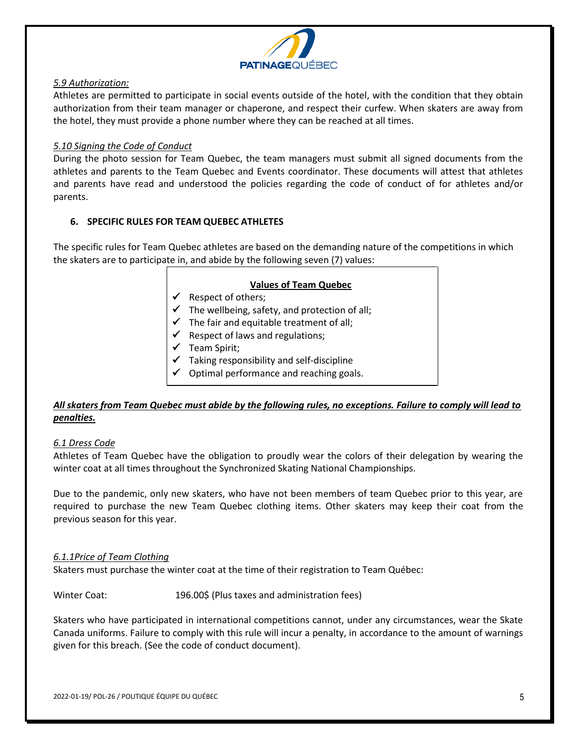*5.9 Authorization:*

Athletes are permitted to participate in social events outside of the hotel, with the condition that they obtain authorization from their team manager or chaperone, and respect their curfew. When skaters are away from the hotel, they must provide a phone number where they can be reached at all times.

*5.10 Signing the Code of Conduct*

During the photo session for Team Quebec, the team managers must submit all signed documents from the athletes and parents to the Team Quebec and Events coordinator. These documents will attest that athletes and parents have read and understood the policies regarding the code of conduct of for athletes and/or parents.

## 6. SPECIFIC RULES FOR TEAM QUEBEC ATHLETES

The specific rules for Team Quebec athletes are based on the demanding nature of the competitions in which the skaters are to participate in, and abide by the following seven (7) values:

**Values of Team Quebec**

- ✓ Respect of others;
- ✓ The wellbeing, safety, and protection of all;
- ✓ The fair and equitable treatment of all;
- ✓ Respect of laws and regulations;
- ✓ Team Spirit;
- ✓ Taking responsibility and self-discipline
- ✓ Optimal performance and reaching goals.

***All skaters from Team Quebec must abide by the following rules, no exceptions. Failure to comply will lead to penalties.***

*6.1 Dress Code*

Athletes of Team Quebec have the obligation to proudly wear the colors of their delegation by wearing the winter coat at all times throughout the Synchronized Skating National Championships.

Due to the pandemic, only new skaters, who have not been members of team Quebec prior to this year, are required to purchase the new Team Quebec clothing items. Other skaters may keep their coat from the previous season for this year.

*6.1.1Price of Team Clothing*

Skaters must purchase the winter coat at the time of their registration to Team Québec:

Winter Coat: 196.00$ (Plus taxes and administration fees)

Skaters who have participated in international competitions cannot, under any circumstances, wear the Skate Canada uniforms. Failure to comply with this rule will incur a penalty, in accordance to the amount of warnings given for this breach. (See the code of conduct document).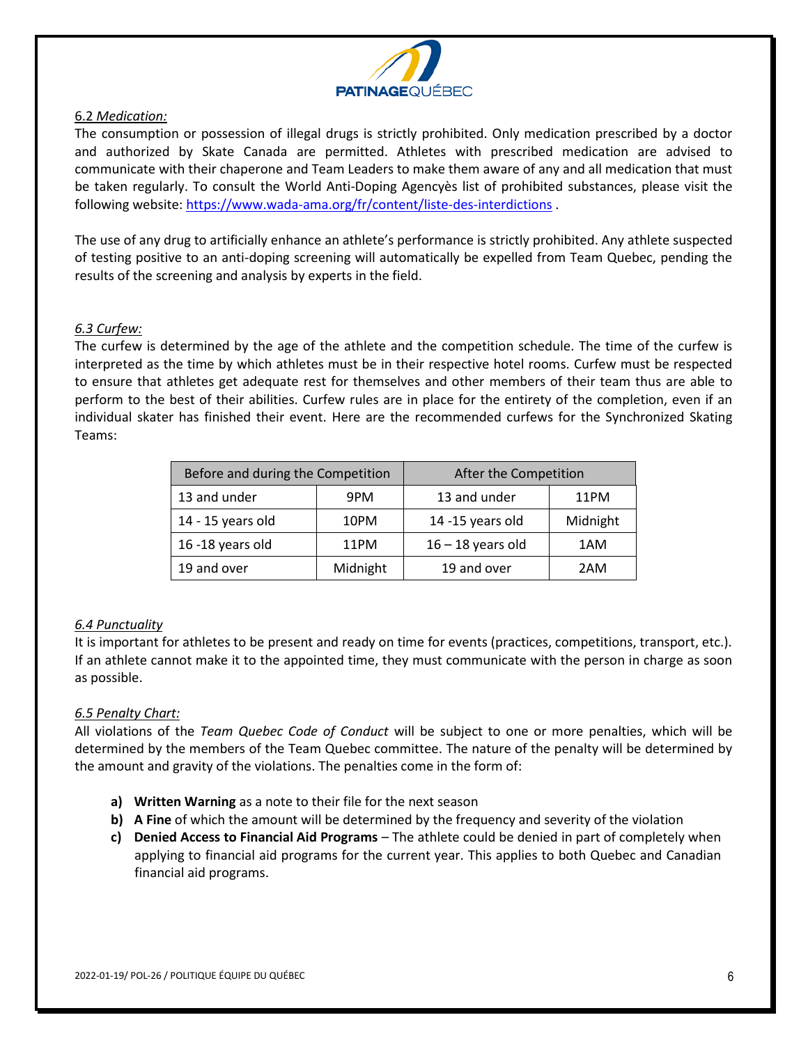6.2 *Medication:*

The consumption or possession of illegal drugs is strictly prohibited. Only medication prescribed by a doctor and authorized by Skate Canada are permitted. Athletes with prescribed medication are advised to communicate with their chaperone and Team Leaders to make them aware of any and all medication that must be taken regularly. To consult the World Anti-Doping Agencyès list of prohibited substances, please visit the following website: https://www.wada-ama.org/fr/content/liste-des-interdictions .

The use of any drug to artificially enhance an athlete's performance is strictly prohibited. Any athlete suspected of testing positive to an anti-doping screening will automatically be expelled from Team Quebec, pending the results of the screening and analysis by experts in the field.

*6.3 Curfew:*

The curfew is determined by the age of the athlete and the competition schedule. The time of the curfew is interpreted as the time by which athletes must be in their respective hotel rooms. Curfew must be respected to ensure that athletes get adequate rest for themselves and other members of their team thus are able to perform to the best of their abilities. Curfew rules are in place for the entirety of the completion, even if an individual skater has finished their event. Here are the recommended curfews for the Synchronized Skating Teams:

| Before and during the Competition | | After the Competition | |
|---|---|---|---|
| 13 and under | 9PM | 13 and under | 11PM |
| 14 - 15 years old | 10PM | 14 -15 years old | Midnight |
| 16 -18 years old | 11PM | 16 – 18 years old | 1AM |
| 19 and over | Midnight | 19 and over | 2AM |

*6.4 Punctuality*

It is important for athletes to be present and ready on time for events (practices, competitions, transport, etc.). If an athlete cannot make it to the appointed time, they must communicate with the person in charge as soon as possible.

*6.5 Penalty Chart:*

All violations of the *Team Quebec Code of Conduct* will be subject to one or more penalties, which will be determined by the members of the Team Quebec committee. The nature of the penalty will be determined by the amount and gravity of the violations. The penalties come in the form of:

- **a) Written Warning** as a note to their file for the next season
- **b) A Fine** of which the amount will be determined by the frequency and severity of the violation
- **c) Denied Access to Financial Aid Programs** – The athlete could be denied in part of completely when applying to financial aid programs for the current year. This applies to both Quebec and Canadian financial aid programs.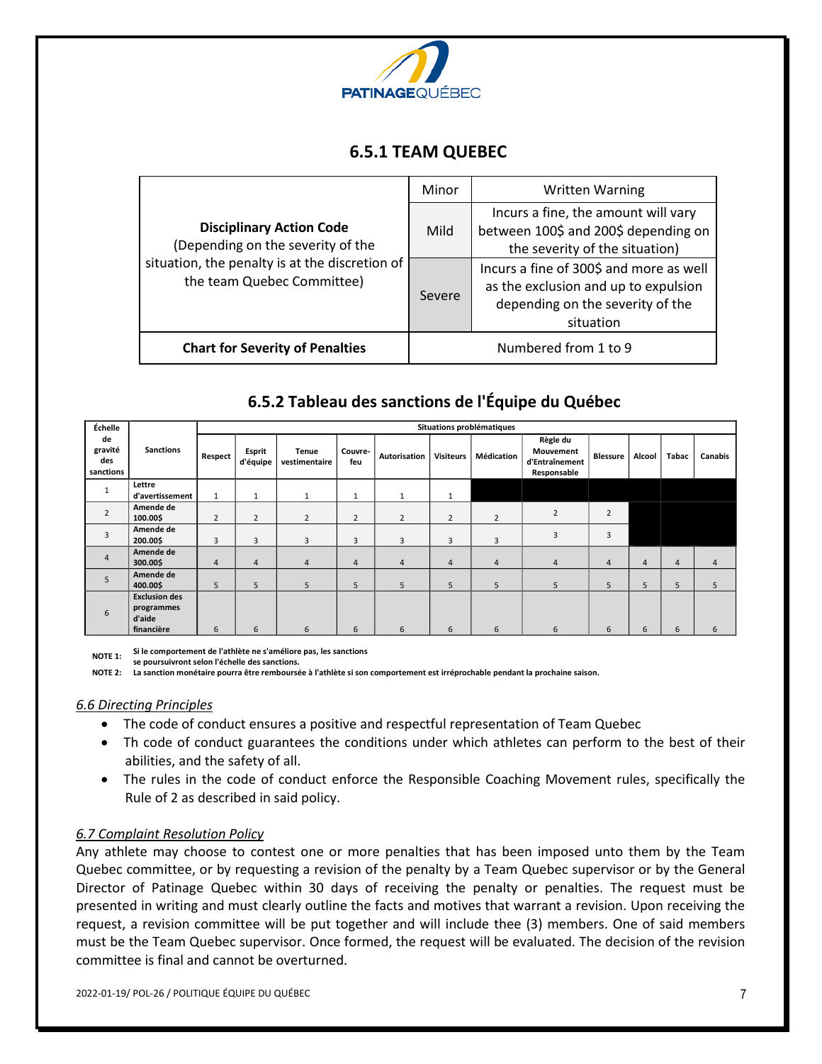## 6.5.1 TEAM QUEBEC

| | | |
|---|---|---|
| **Disciplinary Action Code** (Depending on the severity of the situation, the penalty is at the discretion of the team Quebec Committee) | Minor | Written Warning |
| | Mild | Incurs a fine, the amount will vary between 100$ and 200$ depending on the severity of the situation) |
| | Severe | Incurs a fine of 300$ and more as well as the exclusion and up to expulsion depending on the severity of the situation |
| **Chart for Severity of Penalties** | Numbered from 1 to 9 | |

## 6.5.2 Tableau des sanctions de l'Équipe du Québec

| Échelle de gravité des sanctions | Sanctions | Situations problématiques | | | | | | | | | | | |
|---|---|---|---|---|---|---|---|---|---|---|---|---|---|
| | | Respect | Esprit d'équipe | Tenue vestimentaire | Couvre-feu | Autorisation | Visiteurs | Médication | Règle du Mouvement d'Entraînement Responsable | Blessure | Alcool | Tabac | Canabis |
| 1 | Lettre d'avertissement | 1 | 1 | 1 | 1 | 1 | 1 | | | | | | |
| 2 | Amende de 100.00$ | 2 | 2 | 2 | 2 | 2 | 2 | 2 | 2 | 2 | | | |
| 3 | Amende de 200.00$ | 3 | 3 | 3 | 3 | 3 | 3 | 3 | 3 | 3 | | | |
| 4 | Amende de 300.00$ | 4 | 4 | 4 | 4 | 4 | 4 | 4 | 4 | 4 | 4 | 4 | 4 |
| 5 | Amende de 400.00$ | 5 | 5 | 5 | 5 | 5 | 5 | 5 | 5 | 5 | 5 | 5 | 5 |
| 6 | Exclusion des programmes d'aide financière | 6 | 6 | 6 | 6 | 6 | 6 | 6 | 6 | 6 | 6 | 6 | 6 |

**NOTE 1:** **Si le comportement de l'athlète ne s'améliore pas, les sanctions se poursuivront selon l'échelle des sanctions.**

**NOTE 2:** **La sanction monétaire pourra être remboursée à l'athlète si son comportement est irréprochable pendant la prochaine saison.**

### *6.6 Directing Principles*

- The code of conduct ensures a positive and respectful representation of Team Quebec
- Th code of conduct guarantees the conditions under which athletes can perform to the best of their abilities, and the safety of all.
- The rules in the code of conduct enforce the Responsible Coaching Movement rules, specifically the Rule of 2 as described in said policy.

### *6.7 Complaint Resolution Policy*

Any athlete may choose to contest one or more penalties that has been imposed unto them by the Team Quebec committee, or by requesting a revision of the penalty by a Team Quebec supervisor or by the General Director of Patinage Quebec within 30 days of receiving the penalty or penalties. The request must be presented in writing and must clearly outline the facts and motives that warrant a revision. Upon receiving the request, a revision committee will be put together and will include thee (3) members. One of said members must be the Team Quebec supervisor. Once formed, the request will be evaluated. The decision of the revision committee is final and cannot be overturned.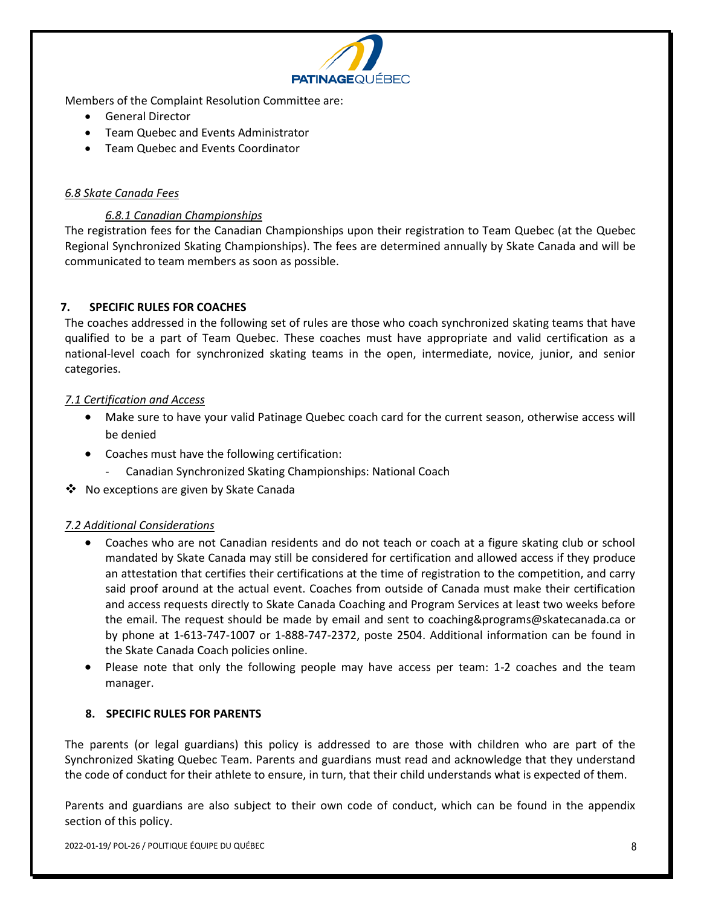Members of the Complaint Resolution Committee are:

- General Director
- Team Quebec and Events Administrator
- Team Quebec and Events Coordinator

*6.8 Skate Canada Fees*

*6.8.1 Canadian Championships*

The registration fees for the Canadian Championships upon their registration to Team Quebec (at the Quebec Regional Synchronized Skating Championships). The fees are determined annually by Skate Canada and will be communicated to team members as soon as possible.

## 7. SPECIFIC RULES FOR COACHES

The coaches addressed in the following set of rules are those who coach synchronized skating teams that have qualified to be a part of Team Quebec. These coaches must have appropriate and valid certification as a national-level coach for synchronized skating teams in the open, intermediate, novice, junior, and senior categories.

*7.1 Certification and Access*

- Make sure to have your valid Patinage Quebec coach card for the current season, otherwise access will be denied
- Coaches must have the following certification:
  - Canadian Synchronized Skating Championships: National Coach

❖ No exceptions are given by Skate Canada

*7.2 Additional Considerations*

- Coaches who are not Canadian residents and do not teach or coach at a figure skating club or school mandated by Skate Canada may still be considered for certification and allowed access if they produce an attestation that certifies their certifications at the time of registration to the competition, and carry said proof around at the actual event. Coaches from outside of Canada must make their certification and access requests directly to Skate Canada Coaching and Program Services at least two weeks before the email. The request should be made by email and sent to coaching&programs@skatecanada.ca or by phone at 1-613-747-1007 or 1-888-747-2372, poste 2504. Additional information can be found in the Skate Canada Coach policies online.
- Please note that only the following people may have access per team: 1-2 coaches and the team manager.

## 8. SPECIFIC RULES FOR PARENTS

The parents (or legal guardians) this policy is addressed to are those with children who are part of the Synchronized Skating Quebec Team. Parents and guardians must read and acknowledge that they understand the code of conduct for their athlete to ensure, in turn, that their child understands what is expected of them.

Parents and guardians are also subject to their own code of conduct, which can be found in the appendix section of this policy.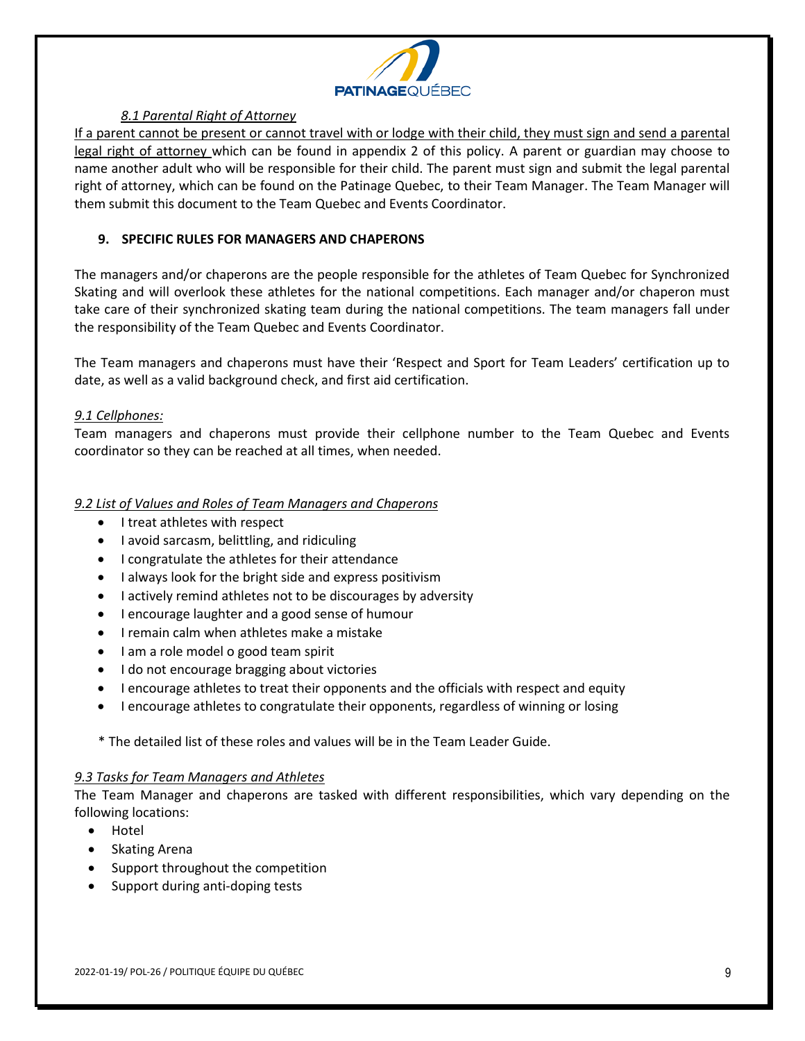### *8.1 Parental Right of Attorney*

If a parent cannot be present or cannot travel with or lodge with their child, they must sign and send a parental legal right of attorney which can be found in appendix 2 of this policy. A parent or guardian may choose to name another adult who will be responsible for their child. The parent must sign and submit the legal parental right of attorney, which can be found on the Patinage Quebec, to their Team Manager. The Team Manager will them submit this document to the Team Quebec and Events Coordinator.

## 9. SPECIFIC RULES FOR MANAGERS AND CHAPERONS

The managers and/or chaperons are the people responsible for the athletes of Team Quebec for Synchronized Skating and will overlook these athletes for the national competitions. Each manager and/or chaperon must take care of their synchronized skating team during the national competitions. The team managers fall under the responsibility of the Team Quebec and Events Coordinator.

The Team managers and chaperons must have their 'Respect and Sport for Team Leaders' certification up to date, as well as a valid background check, and first aid certification.

### *9.1 Cellphones:*

Team managers and chaperons must provide their cellphone number to the Team Quebec and Events coordinator so they can be reached at all times, when needed.

### *9.2 List of Values and Roles of Team Managers and Chaperons*

- I treat athletes with respect
- I avoid sarcasm, belittling, and ridiculing
- I congratulate the athletes for their attendance
- I always look for the bright side and express positivism
- I actively remind athletes not to be discourages by adversity
- I encourage laughter and a good sense of humour
- I remain calm when athletes make a mistake
- I am a role model o good team spirit
- I do not encourage bragging about victories
- I encourage athletes to treat their opponents and the officials with respect and equity
- I encourage athletes to congratulate their opponents, regardless of winning or losing

\* The detailed list of these roles and values will be in the Team Leader Guide.

### *9.3 Tasks for Team Managers and Athletes*

The Team Manager and chaperons are tasked with different responsibilities, which vary depending on the following locations:

- Hotel
- Skating Arena
- Support throughout the competition
- Support during anti-doping tests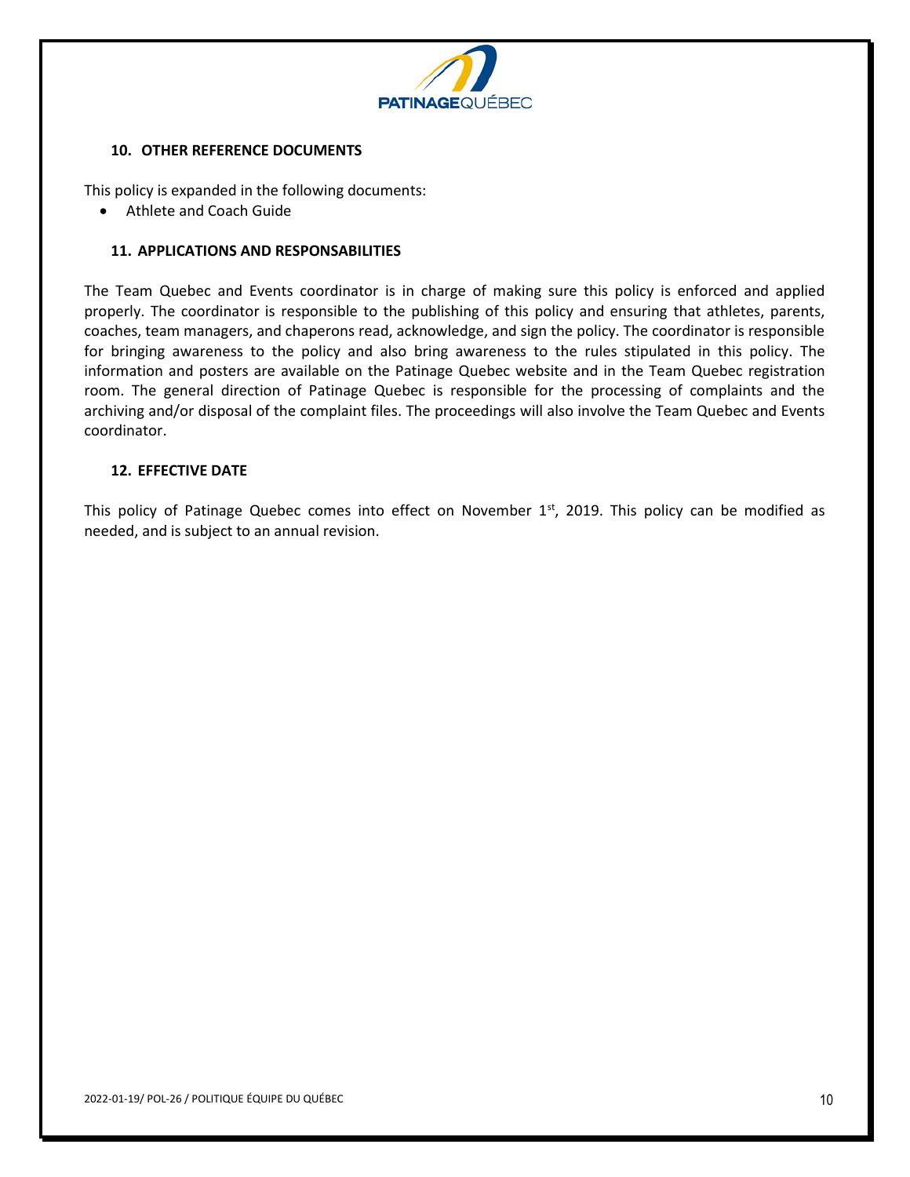## 10. OTHER REFERENCE DOCUMENTS

This policy is expanded in the following documents:

- Athlete and Coach Guide

## 11. APPLICATIONS AND RESPONSABILITIES

The Team Quebec and Events coordinator is in charge of making sure this policy is enforced and applied properly. The coordinator is responsible to the publishing of this policy and ensuring that athletes, parents, coaches, team managers, and chaperons read, acknowledge, and sign the policy. The coordinator is responsible for bringing awareness to the policy and also bring awareness to the rules stipulated in this policy. The information and posters are available on the Patinage Quebec website and in the Team Quebec registration room. The general direction of Patinage Quebec is responsible for the processing of complaints and the archiving and/or disposal of the complaint files. The proceedings will also involve the Team Quebec and Events coordinator.

## 12. EFFECTIVE DATE

This policy of Patinage Quebec comes into effect on November 1st, 2019. This policy can be modified as needed, and is subject to an annual revision.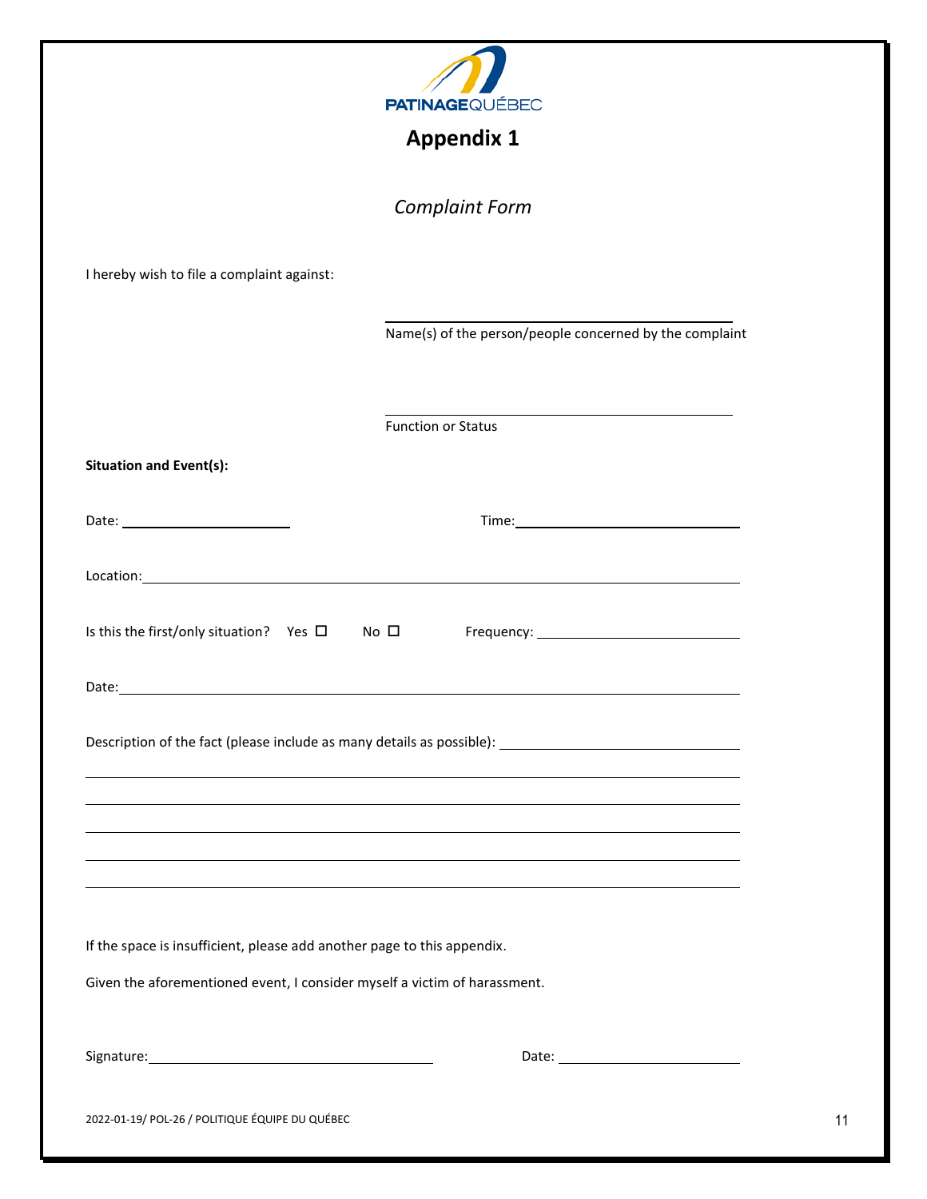# Appendix 1

*Complaint Form*

I hereby wish to file a complaint against:

\_\_\_\_\_\_\_\_\_\_\_\_\_\_\_\_\_\_\_\_\_\_\_\_\_\_\_\_\_\_\_\_\_\_\_\_\_\_\_\_
Name(s) of the person/people concerned by the complaint

\_\_\_\_\_\_\_\_\_\_\_\_\_\_\_\_\_\_\_\_\_\_\_\_\_\_\_\_\_\_\_\_\_\_\_\_\_\_\_\_
Function or Status

**Situation and Event(s):**

Date: \_\_\_\_\_\_\_\_\_\_\_\_\_\_\_\_\_\_\_\_ Time: \_\_\_\_\_\_\_\_\_\_\_\_\_\_\_\_\_\_\_\_\_\_\_\_\_\_

Location: \_\_\_\_\_\_\_\_\_\_\_\_\_\_\_\_\_\_\_\_\_\_\_\_\_\_\_\_\_\_\_\_\_\_\_\_\_\_\_\_\_\_\_\_\_\_\_\_\_\_\_\_\_\_\_\_\_\_\_\_\_\_\_\_

Is this the first/only situation? Yes ☐ No ☐ Frequency: \_\_\_\_\_\_\_\_\_\_\_\_\_\_\_\_\_\_\_\_\_\_\_

Date: \_\_\_\_\_\_\_\_\_\_\_\_\_\_\_\_\_\_\_\_\_\_\_\_\_\_\_\_\_\_\_\_\_\_\_\_\_\_\_\_\_\_\_\_\_\_\_\_\_\_\_\_\_\_\_\_\_\_\_\_\_\_\_\_\_\_\_

Description of the fact (please include as many details as possible): \_\_\_\_\_\_\_\_\_\_\_\_\_\_\_\_\_\_\_\_\_\_\_\_

\_\_\_\_\_\_\_\_\_\_\_\_\_\_\_\_\_\_\_\_\_\_\_\_\_\_\_\_\_\_\_\_\_\_\_\_\_\_\_\_\_\_\_\_\_\_\_\_\_\_\_\_\_\_\_\_\_\_\_\_\_\_\_\_\_\_\_\_\_\_\_\_\_\_

\_\_\_\_\_\_\_\_\_\_\_\_\_\_\_\_\_\_\_\_\_\_\_\_\_\_\_\_\_\_\_\_\_\_\_\_\_\_\_\_\_\_\_\_\_\_\_\_\_\_\_\_\_\_\_\_\_\_\_\_\_\_\_\_\_\_\_\_\_\_\_\_\_\_

\_\_\_\_\_\_\_\_\_\_\_\_\_\_\_\_\_\_\_\_\_\_\_\_\_\_\_\_\_\_\_\_\_\_\_\_\_\_\_\_\_\_\_\_\_\_\_\_\_\_\_\_\_\_\_\_\_\_\_\_\_\_\_\_\_\_\_\_\_\_\_\_\_\_

\_\_\_\_\_\_\_\_\_\_\_\_\_\_\_\_\_\_\_\_\_\_\_\_\_\_\_\_\_\_\_\_\_\_\_\_\_\_\_\_\_\_\_\_\_\_\_\_\_\_\_\_\_\_\_\_\_\_\_\_\_\_\_\_\_\_\_\_\_\_\_\_\_\_

\_\_\_\_\_\_\_\_\_\_\_\_\_\_\_\_\_\_\_\_\_\_\_\_\_\_\_\_\_\_\_\_\_\_\_\_\_\_\_\_\_\_\_\_\_\_\_\_\_\_\_\_\_\_\_\_\_\_\_\_\_\_\_\_\_\_\_\_\_\_\_\_\_\_

If the space is insufficient, please add another page to this appendix.

Given the aforementioned event, I consider myself a victim of harassment.

Signature: \_\_\_\_\_\_\_\_\_\_\_\_\_\_\_\_\_\_\_\_\_\_\_\_\_\_\_\_\_\_\_\_\_\_ Date: \_\_\_\_\_\_\_\_\_\_\_\_\_\_\_\_\_\_\_\_\_\_

2022-01-19/ POL-26 / POLITIQUE ÉQUIPE DU QUÉBEC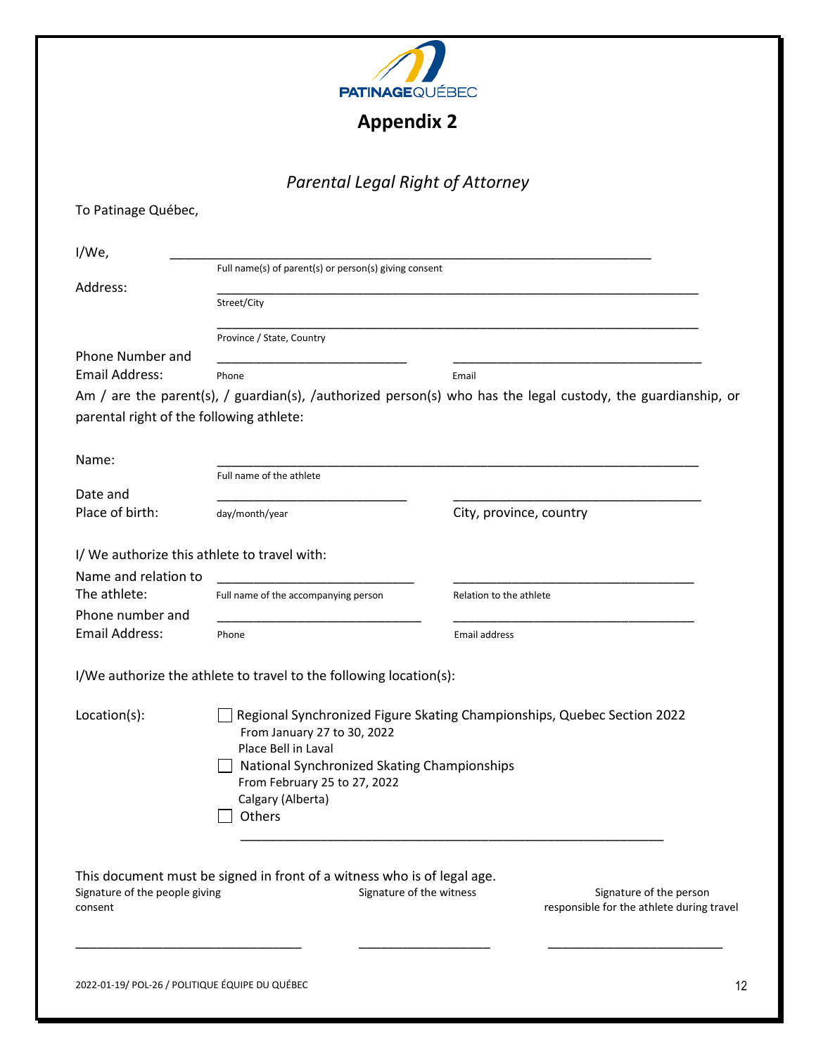PATINAGEQUÉBEC

# Appendix 2

*Parental Legal Right of Attorney*

To Patinage Québec,

I/We, ______________________________________________________________
Full name(s) of parent(s) or person(s) giving consent

Address: ______________________________________________________________
Street/City

______________________________________________________________
Province / State, Country

Phone Number and Email Address: ________________________ ________________________________
Phone Email

Am / are the parent(s), / guardian(s), /authorized person(s) who has the legal custody, the guardianship, or parental right of the following athlete:

Name: ______________________________________________________________
Full name of the athlete

Date and Place of birth: ________________________ ________________________________
day/month/year City, province, country

I/ We authorize this athlete to travel with:

Name and relation to The athlete: ________________________ ________________________________
Full name of the accompanying person Relation to the athlete

Phone number and Email Address: ________________________ ________________________________
Phone Email address

I/We authorize the athlete to travel to the following location(s):

Location(s):

- ☐ Regional Synchronized Figure Skating Championships, Quebec Section 2022
  From January 27 to 30, 2022
  Place Bell in Laval
- ☐ National Synchronized Skating Championships
  From February 25 to 27, 2022
  Calgary (Alberta)
- ☐ Others

  ______________________________________________________

This document must be signed in front of a witness who is of legal age.

| Signature of the people giving consent | Signature of the witness | Signature of the person responsible for the athlete during travel |
|---|---|---|
| ____________________________ | ________________ | ______________________ |

2022-01-19/ POL-26 / POLITIQUE ÉQUIPE DU QUÉBEC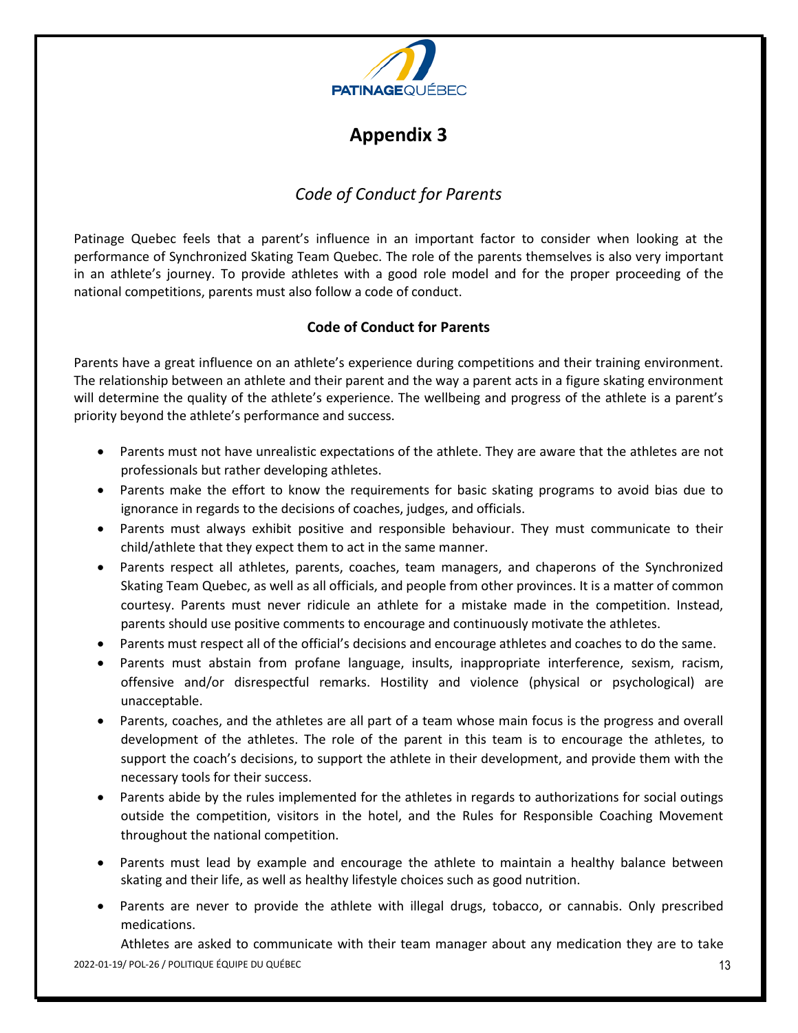# Appendix 3

## *Code of Conduct for Parents*

Patinage Quebec feels that a parent's influence in an important factor to consider when looking at the performance of Synchronized Skating Team Quebec. The role of the parents themselves is also very important in an athlete's journey. To provide athletes with a good role model and for the proper proceeding of the national competitions, parents must also follow a code of conduct.

### Code of Conduct for Parents

Parents have a great influence on an athlete's experience during competitions and their training environment. The relationship between an athlete and their parent and the way a parent acts in a figure skating environment will determine the quality of the athlete's experience. The wellbeing and progress of the athlete is a parent's priority beyond the athlete's performance and success.

- Parents must not have unrealistic expectations of the athlete. They are aware that the athletes are not professionals but rather developing athletes.
- Parents make the effort to know the requirements for basic skating programs to avoid bias due to ignorance in regards to the decisions of coaches, judges, and officials.
- Parents must always exhibit positive and responsible behaviour. They must communicate to their child/athlete that they expect them to act in the same manner.
- Parents respect all athletes, parents, coaches, team managers, and chaperons of the Synchronized Skating Team Quebec, as well as all officials, and people from other provinces. It is a matter of common courtesy. Parents must never ridicule an athlete for a mistake made in the competition. Instead, parents should use positive comments to encourage and continuously motivate the athletes.
- Parents must respect all of the official's decisions and encourage athletes and coaches to do the same.
- Parents must abstain from profane language, insults, inappropriate interference, sexism, racism, offensive and/or disrespectful remarks. Hostility and violence (physical or psychological) are unacceptable.
- Parents, coaches, and the athletes are all part of a team whose main focus is the progress and overall development of the athletes. The role of the parent in this team is to encourage the athletes, to support the coach's decisions, to support the athlete in their development, and provide them with the necessary tools for their success.
- Parents abide by the rules implemented for the athletes in regards to authorizations for social outings outside the competition, visitors in the hotel, and the Rules for Responsible Coaching Movement throughout the national competition.
- Parents must lead by example and encourage the athlete to maintain a healthy balance between skating and their life, as well as healthy lifestyle choices such as good nutrition.
- Parents are never to provide the athlete with illegal drugs, tobacco, or cannabis. Only prescribed medications.

  Athletes are asked to communicate with their team manager about any medication they are to take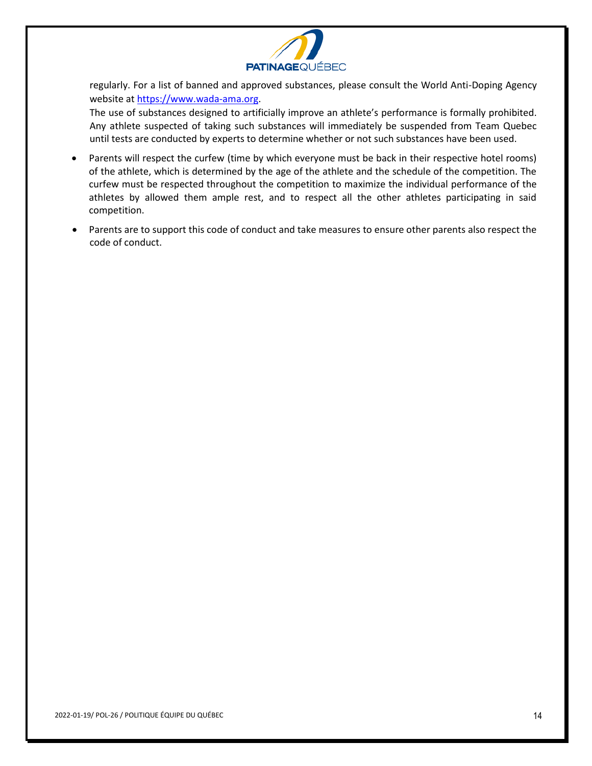regularly. For a list of banned and approved substances, please consult the World Anti-Doping Agency website at [https://www.wada-ama.org](https://www.wada-ama.org).

The use of substances designed to artificially improve an athlete's performance is formally prohibited. Any athlete suspected of taking such substances will immediately be suspended from Team Quebec until tests are conducted by experts to determine whether or not such substances have been used.

- Parents will respect the curfew (time by which everyone must be back in their respective hotel rooms) of the athlete, which is determined by the age of the athlete and the schedule of the competition. The curfew must be respected throughout the competition to maximize the individual performance of the athletes by allowed them ample rest, and to respect all the other athletes participating in said competition.
- Parents are to support this code of conduct and take measures to ensure other parents also respect the code of conduct.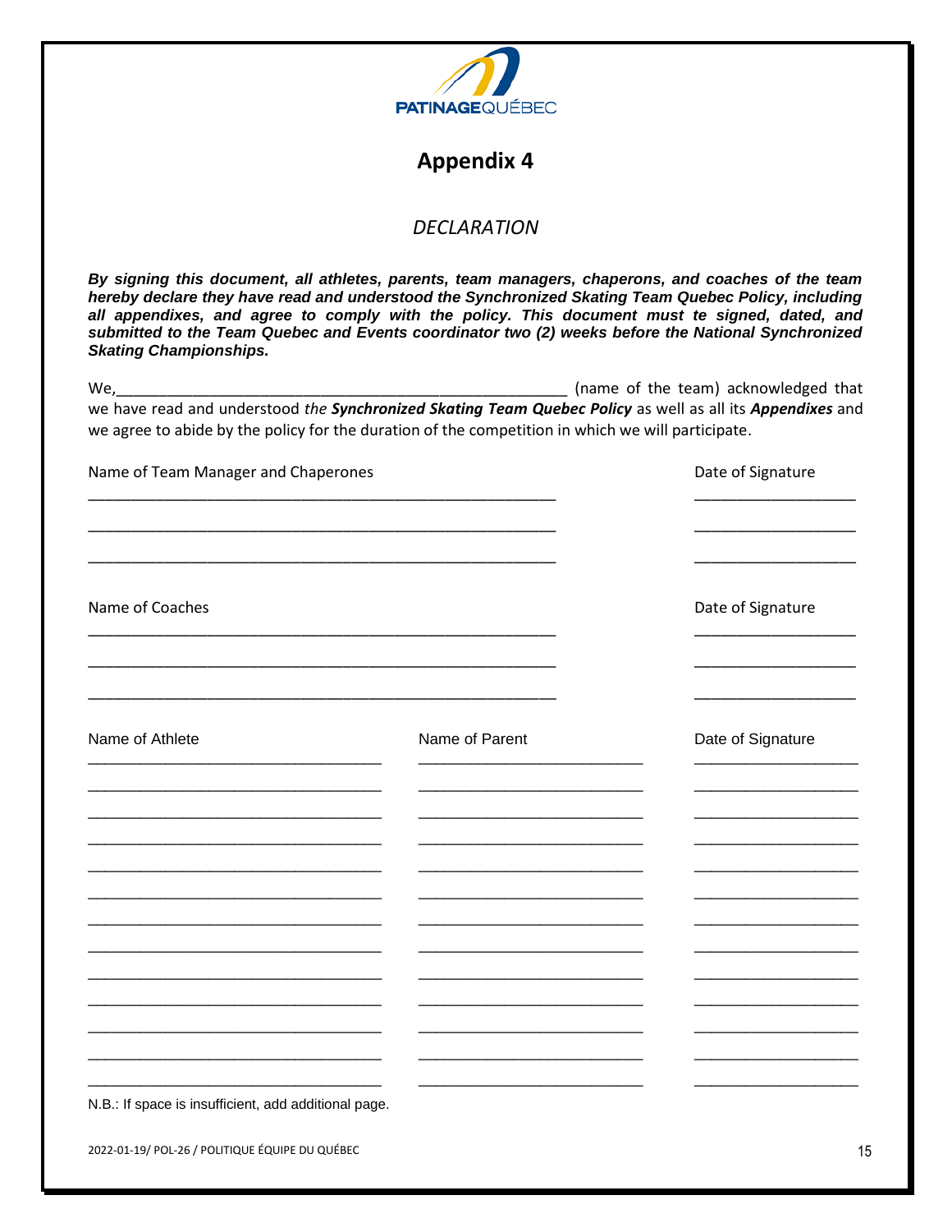PATINAGEQUÉBEC

# Appendix 4

## *DECLARATION*

***By signing this document, all athletes, parents, team managers, chaperons, and coaches of the team hereby declare they have read and understood the Synchronized Skating Team Quebec Policy, including all appendixes, and agree to comply with the policy. This document must te signed, dated, and submitted to the Team Quebec and Events coordinator two (2) weeks before the National Synchronized Skating Championships.***

We,_______________________________________________________ (name of the team) acknowledged that we have read and understood *the* ***Synchronized Skating Team Quebec Policy*** as well as all its ***Appendixes*** and we agree to abide by the policy for the duration of the competition in which we will participate.

| Name of Team Manager and Chaperones | Date of Signature |
|---|---|
| ___________________________________ | ____________________ |
| ___________________________________ | ____________________ |
| ___________________________________ | ____________________ |

| Name of Coaches | Date of Signature |
|---|---|
| ___________________________________ | ____________________ |
| ___________________________________ | ____________________ |
| ___________________________________ | ____________________ |

| Name of Athlete | Name of Parent | Date of Signature |
|---|---|---|
| ______________________ | ______________________ | ____________________ |
| ______________________ | ______________________ | ____________________ |
| ______________________ | ______________________ | ____________________ |
| ______________________ | ______________________ | ____________________ |
| ______________________ | ______________________ | ____________________ |
| ______________________ | ______________________ | ____________________ |
| ______________________ | ______________________ | ____________________ |
| ______________________ | ______________________ | ____________________ |
| ______________________ | ______________________ | ____________________ |
| ______________________ | ______________________ | ____________________ |
| ______________________ | ______________________ | ____________________ |
| ______________________ | ______________________ | ____________________ |
| ______________________ | ______________________ | ____________________ |

N.B.: If space is insufficient, add additional page.

2022-01-19/ POL-26 / POLITIQUE ÉQUIPE DU QUÉBEC